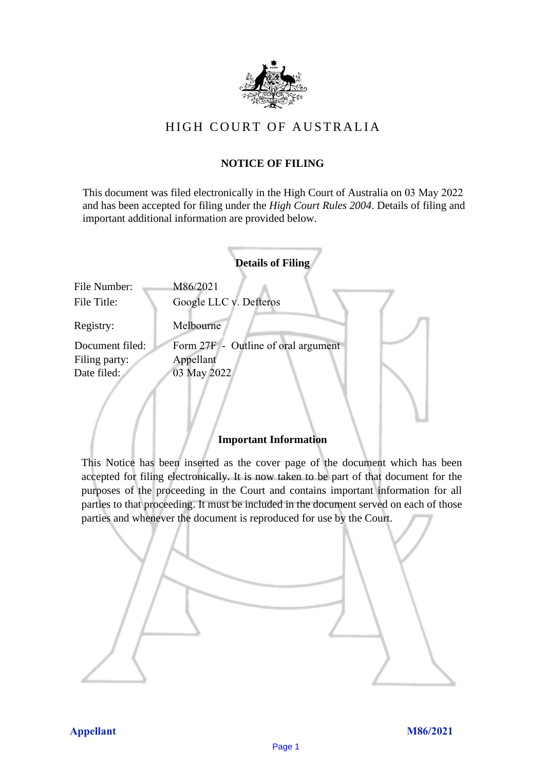# HIGH COURT OF AUSTRALIA

## NOTICE OF FILING

This document was filed electronically in the High Court of Australia on 03 May 2022 and has been accepted for filing under the *High Court Rules 2004*. Details of filing and important additional information are provided below.

### Details of Filing

| | |
|---|---|
| File Number: | M86/2021 |
| File Title: | Google LLC v. Defteros |
| Registry: | Melbourne |
| Document filed: | Form 27F - Outline of oral argument |
| Filing party: | Appellant |
| Date filed: | 03 May 2022 |

### Important Information

This Notice has been inserted as the cover page of the document which has been accepted for filing electronically. It is now taken to be part of that document for the purposes of the proceeding in the Court and contains important information for all parties to that proceeding. It must be included in the document served on each of those parties and whenever the document is reproduced for use by the Court.

**Appellant** **M86/2021**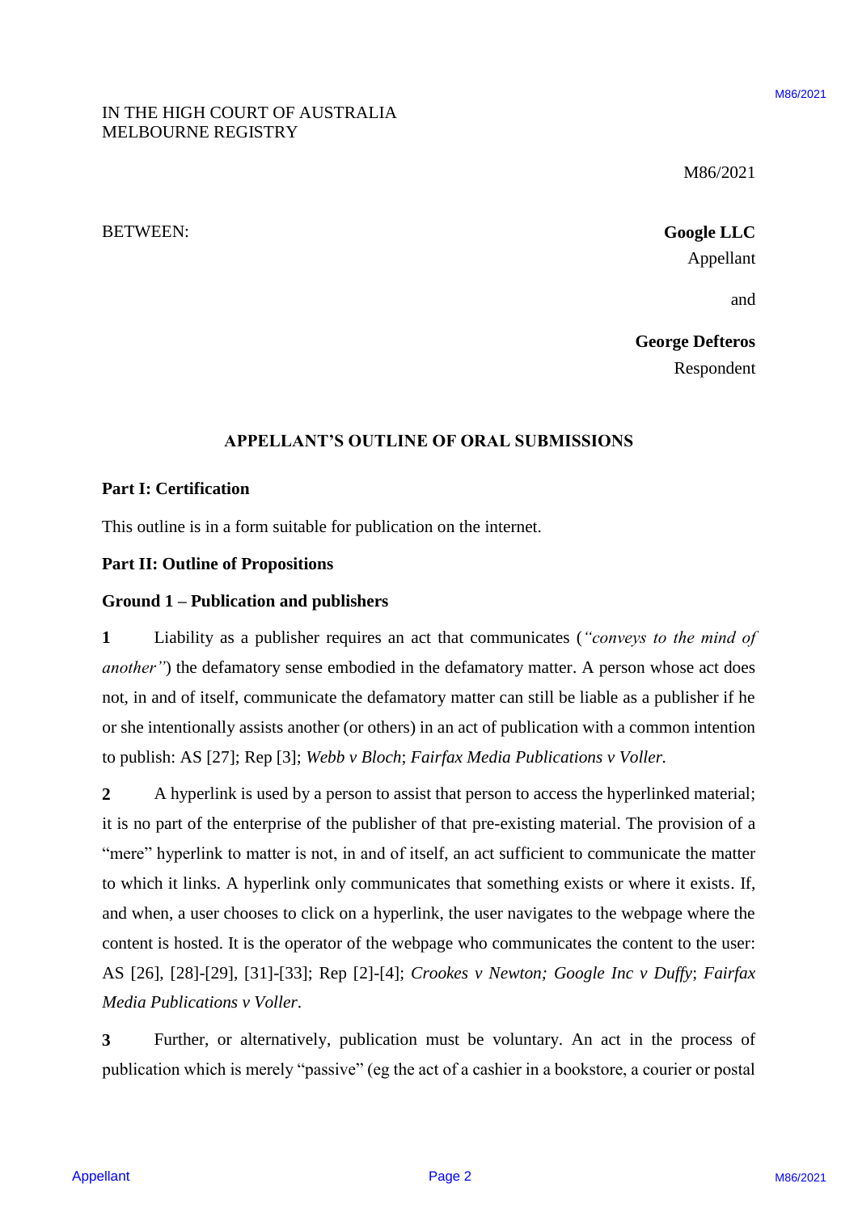IN THE HIGH COURT OF AUSTRALIA
MELBOURNE REGISTRY

M86/2021

BETWEEN:

**Google LLC**
Appellant

and

**George Defteros**
Respondent

**APPELLANT'S OUTLINE OF ORAL SUBMISSIONS**

**Part I: Certification**

This outline is in a form suitable for publication on the internet.

**Part II: Outline of Propositions**

**Ground 1 – Publication and publishers**

**1** Liability as a publisher requires an act that communicates (*"conveys to the mind of another"*) the defamatory sense embodied in the defamatory matter. A person whose act does not, in and of itself, communicate the defamatory matter can still be liable as a publisher if he or she intentionally assists another (or others) in an act of publication with a common intention to publish: AS [27]; Rep [3]; *Webb v Bloch*; *Fairfax Media Publications v Voller.*

**2** A hyperlink is used by a person to assist that person to access the hyperlinked material; it is no part of the enterprise of the publisher of that pre-existing material. The provision of a "mere" hyperlink to matter is not, in and of itself, an act sufficient to communicate the matter to which it links. A hyperlink only communicates that something exists or where it exists. If, and when, a user chooses to click on a hyperlink, the user navigates to the webpage where the content is hosted. It is the operator of the webpage who communicates the content to the user: AS [26], [28]-[29], [31]-[33]; Rep [2]-[4]; *Crookes v Newton; Google Inc v Duffy*; *Fairfax Media Publications v Voller*.

**3** Further, or alternatively, publication must be voluntary. An act in the process of publication which is merely "passive" (eg the act of a cashier in a bookstore, a courier or postal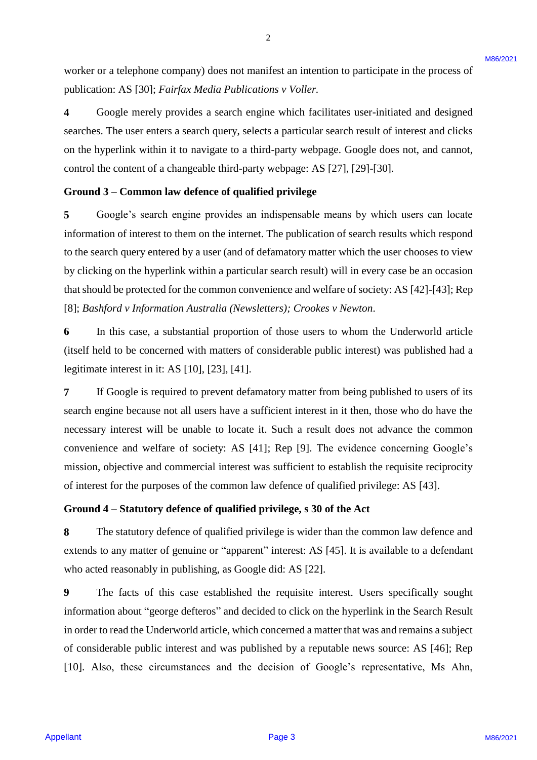worker or a telephone company) does not manifest an intention to participate in the process of publication: AS [30]; *Fairfax Media Publications v Voller.*

**4** Google merely provides a search engine which facilitates user-initiated and designed searches. The user enters a search query, selects a particular search result of interest and clicks on the hyperlink within it to navigate to a third-party webpage. Google does not, and cannot, control the content of a changeable third-party webpage: AS [27], [29]-[30].

**Ground 3 – Common law defence of qualified privilege**

**5** Google's search engine provides an indispensable means by which users can locate information of interest to them on the internet. The publication of search results which respond to the search query entered by a user (and of defamatory matter which the user chooses to view by clicking on the hyperlink within a particular search result) will in every case be an occasion that should be protected for the common convenience and welfare of society: AS [42]-[43]; Rep [8]; *Bashford v Information Australia (Newsletters); Crookes v Newton*.

**6** In this case, a substantial proportion of those users to whom the Underworld article (itself held to be concerned with matters of considerable public interest) was published had a legitimate interest in it: AS [10], [23], [41].

**7** If Google is required to prevent defamatory matter from being published to users of its search engine because not all users have a sufficient interest in it then, those who do have the necessary interest will be unable to locate it. Such a result does not advance the common convenience and welfare of society: AS [41]; Rep [9]. The evidence concerning Google's mission, objective and commercial interest was sufficient to establish the requisite reciprocity of interest for the purposes of the common law defence of qualified privilege: AS [43].

**Ground 4 – Statutory defence of qualified privilege, s 30 of the Act**

**8** The statutory defence of qualified privilege is wider than the common law defence and extends to any matter of genuine or "apparent" interest: AS [45]. It is available to a defendant who acted reasonably in publishing, as Google did: AS [22].

**9** The facts of this case established the requisite interest. Users specifically sought information about "george defteros" and decided to click on the hyperlink in the Search Result in order to read the Underworld article, which concerned a matter that was and remains a subject of considerable public interest and was published by a reputable news source: AS [46]; Rep [10]. Also, these circumstances and the decision of Google's representative, Ms Ahn,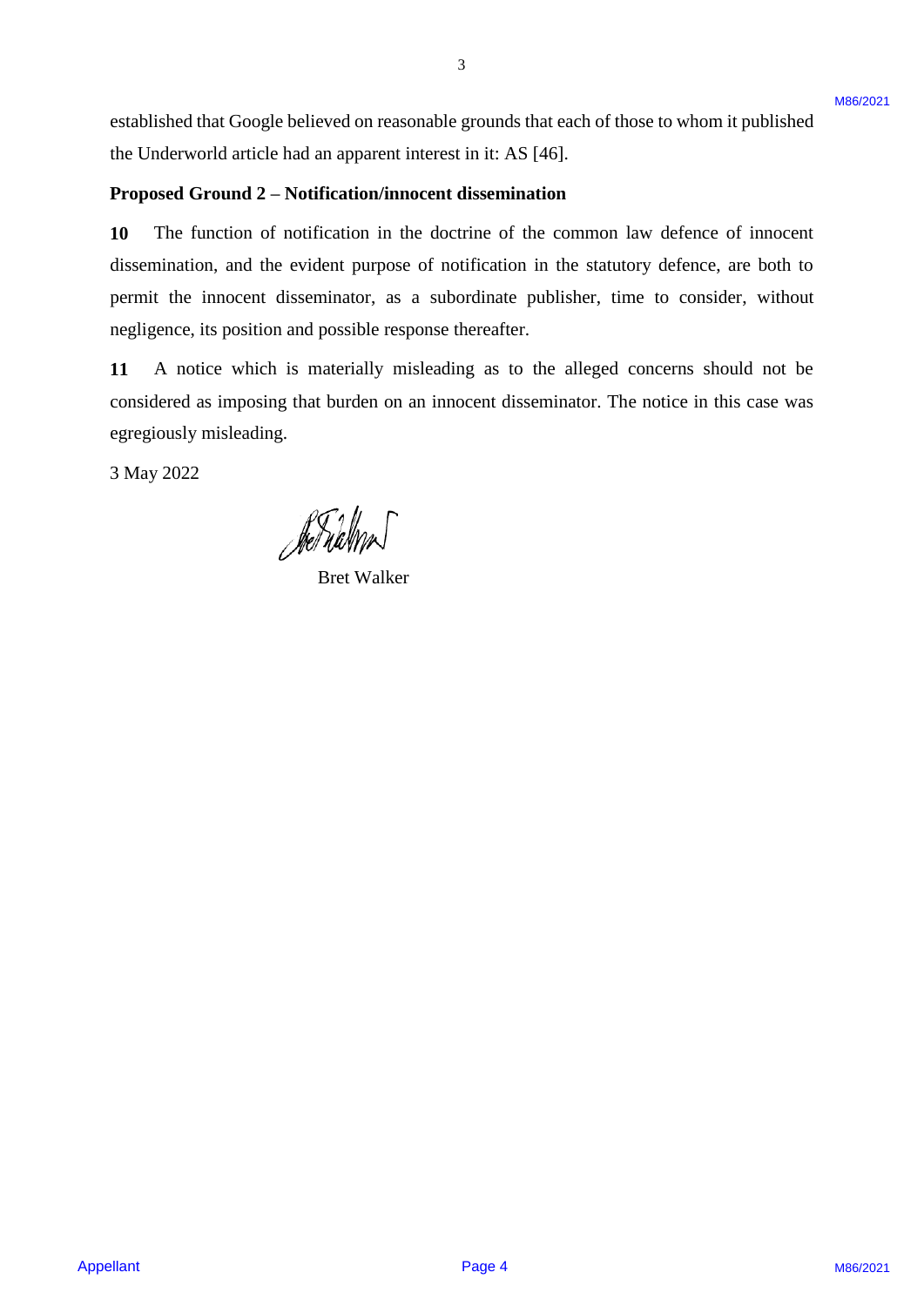established that Google believed on reasonable grounds that each of those to whom it published the Underworld article had an apparent interest in it: AS [46].

**Proposed Ground 2 – Notification/innocent dissemination**

**10** The function of notification in the doctrine of the common law defence of innocent dissemination, and the evident purpose of notification in the statutory defence, are both to permit the innocent disseminator, as a subordinate publisher, time to consider, without negligence, its position and possible response thereafter.

**11** A notice which is materially misleading as to the alleged concerns should not be considered as imposing that burden on an innocent disseminator. The notice in this case was egregiously misleading.

3 May 2022

Bret Walker